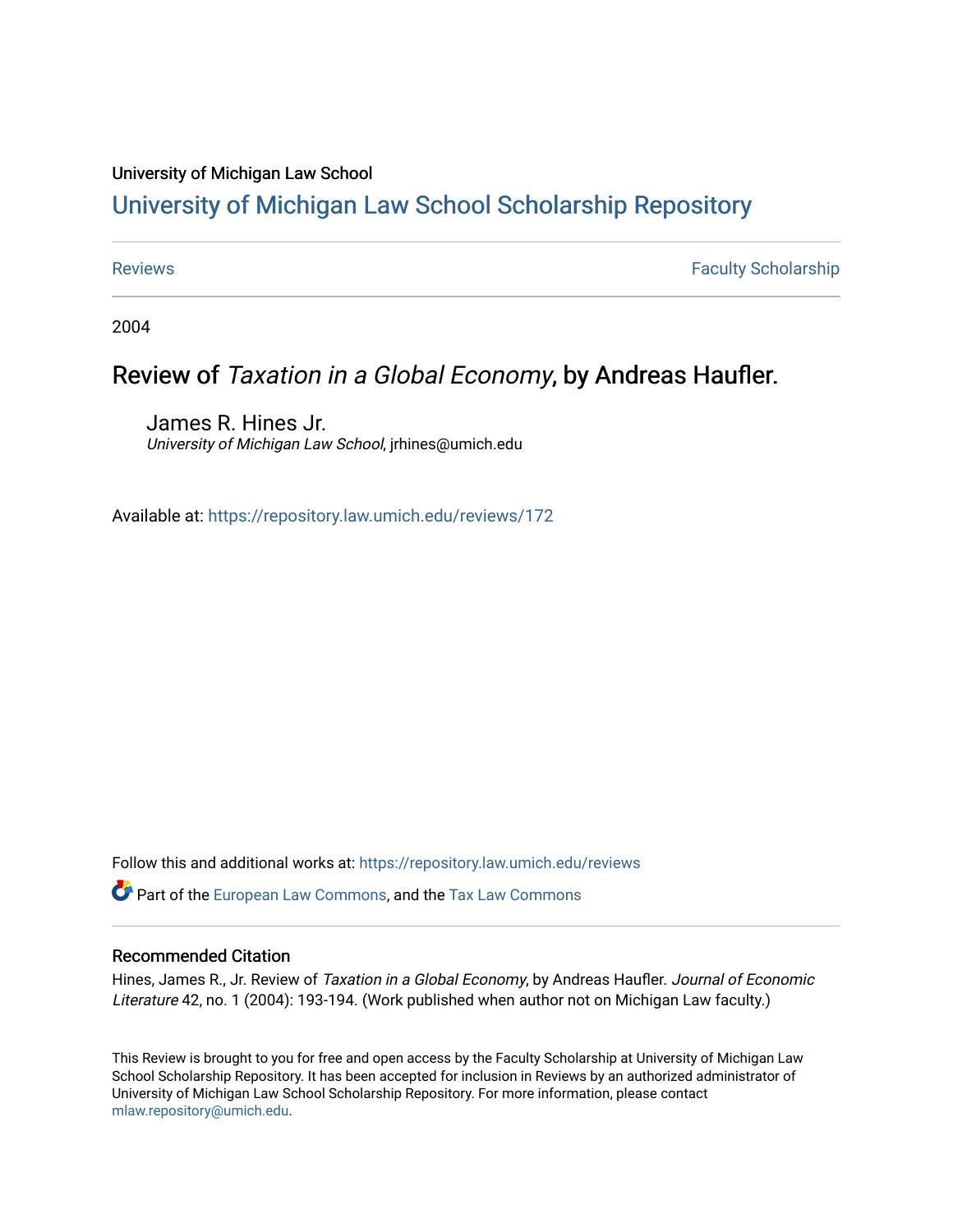University of Michigan Law School

# University of Michigan Law School Scholarship Repository

Reviews | Faculty Scholarship

2004

## Review of *Taxation in a Global Economy*, by Andreas Haufler.

James R. Hines Jr.
*University of Michigan Law School*, jrhines@umich.edu

Available at: https://repository.law.umich.edu/reviews/172

Follow this and additional works at: https://repository.law.umich.edu/reviews

Part of the European Law Commons, and the Tax Law Commons

### Recommended Citation

Hines, James R., Jr. Review of *Taxation in a Global Economy*, by Andreas Haufler. *Journal of Economic Literature* 42, no. 1 (2004): 193-194. (Work published when author not on Michigan Law faculty.)

This Review is brought to you for free and open access by the Faculty Scholarship at University of Michigan Law School Scholarship Repository. It has been accepted for inclusion in Reviews by an authorized administrator of University of Michigan Law School Scholarship Repository. For more information, please contact mlaw.repository@umich.edu.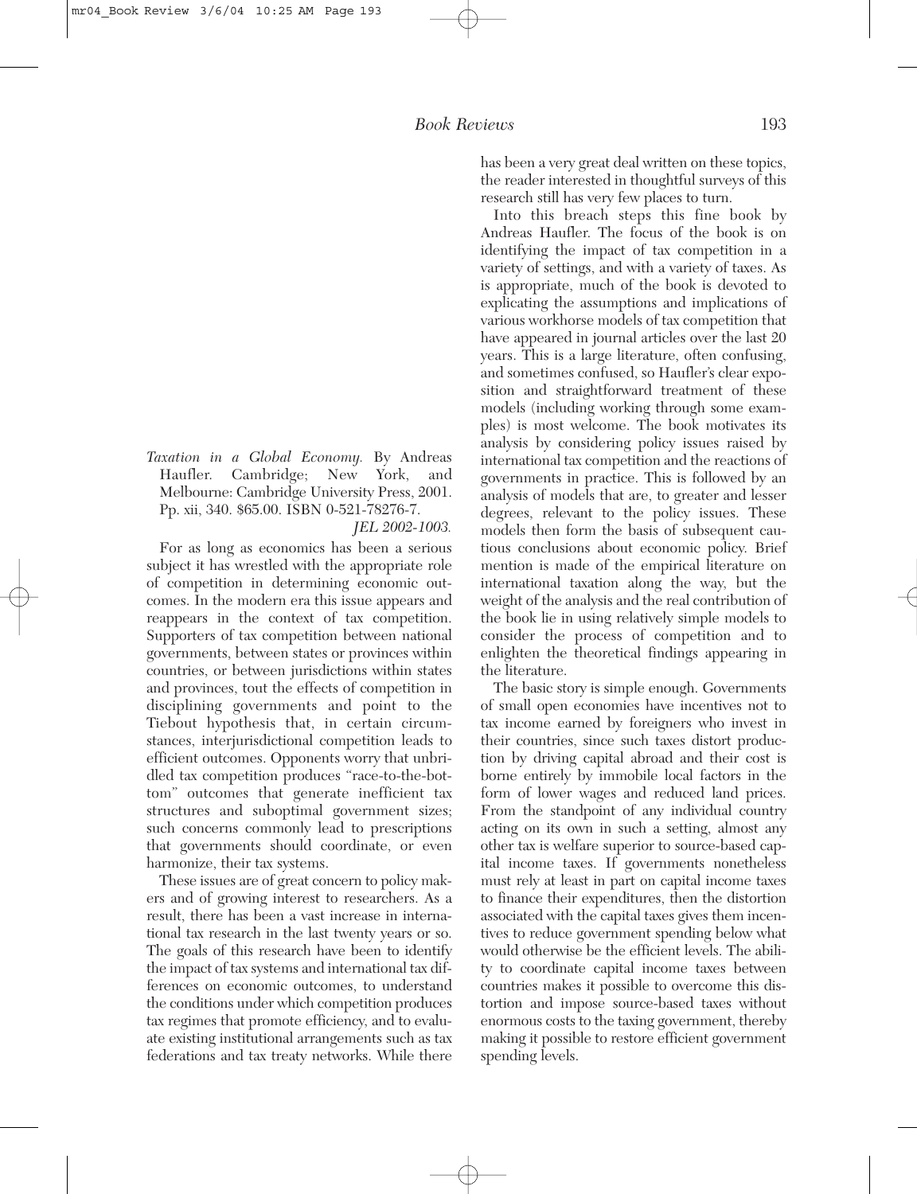*Taxation in a Global Economy.* By Andreas Haufler. Cambridge; New York, and Melbourne: Cambridge University Press, 2001. Pp. xii, 340. $65.00. ISBN 0-521-78276-7.

*JEL 2002-1003.*

For as long as economics has been a serious subject it has wrestled with the appropriate role of competition in determining economic outcomes. In the modern era this issue appears and reappears in the context of tax competition. Supporters of tax competition between national governments, between states or provinces within countries, or between jurisdictions within states and provinces, tout the effects of competition in disciplining governments and point to the Tiebout hypothesis that, in certain circumstances, interjurisdictional competition leads to efficient outcomes. Opponents worry that unbridled tax competition produces "race-to-the-bottom" outcomes that generate inefficient tax structures and suboptimal government sizes; such concerns commonly lead to prescriptions that governments should coordinate, or even harmonize, their tax systems.

These issues are of great concern to policy makers and of growing interest to researchers. As a result, there has been a vast increase in international tax research in the last twenty years or so. The goals of this research have been to identify the impact of tax systems and international tax differences on economic outcomes, to understand the conditions under which competition produces tax regimes that promote efficiency, and to evaluate existing institutional arrangements such as tax federations and tax treaty networks. While there has been a very great deal written on these topics, the reader interested in thoughtful surveys of this research still has very few places to turn.

Into this breach steps this fine book by Andreas Haufler. The focus of the book is on identifying the impact of tax competition in a variety of settings, and with a variety of taxes. As is appropriate, much of the book is devoted to explicating the assumptions and implications of various workhorse models of tax competition that have appeared in journal articles over the last 20 years. This is a large literature, often confusing, and sometimes confused, so Haufler's clear exposition and straightforward treatment of these models (including working through some examples) is most welcome. The book motivates its analysis by considering policy issues raised by international tax competition and the reactions of governments in practice. This is followed by an analysis of models that are, to greater and lesser degrees, relevant to the policy issues. These models then form the basis of subsequent cautious conclusions about economic policy. Brief mention is made of the empirical literature on international taxation along the way, but the weight of the analysis and the real contribution of the book lie in using relatively simple models to consider the process of competition and to enlighten the theoretical findings appearing in the literature.

The basic story is simple enough. Governments of small open economies have incentives not to tax income earned by foreigners who invest in their countries, since such taxes distort production by driving capital abroad and their cost is borne entirely by immobile local factors in the form of lower wages and reduced land prices. From the standpoint of any individual country acting on its own in such a setting, almost any other tax is welfare superior to source-based capital income taxes. If governments nonetheless must rely at least in part on capital income taxes to finance their expenditures, then the distortion associated with the capital taxes gives them incentives to reduce government spending below what would otherwise be the efficient levels. The ability to coordinate capital income taxes between countries makes it possible to overcome this distortion and impose source-based taxes without enormous costs to the taxing government, thereby making it possible to restore efficient government spending levels.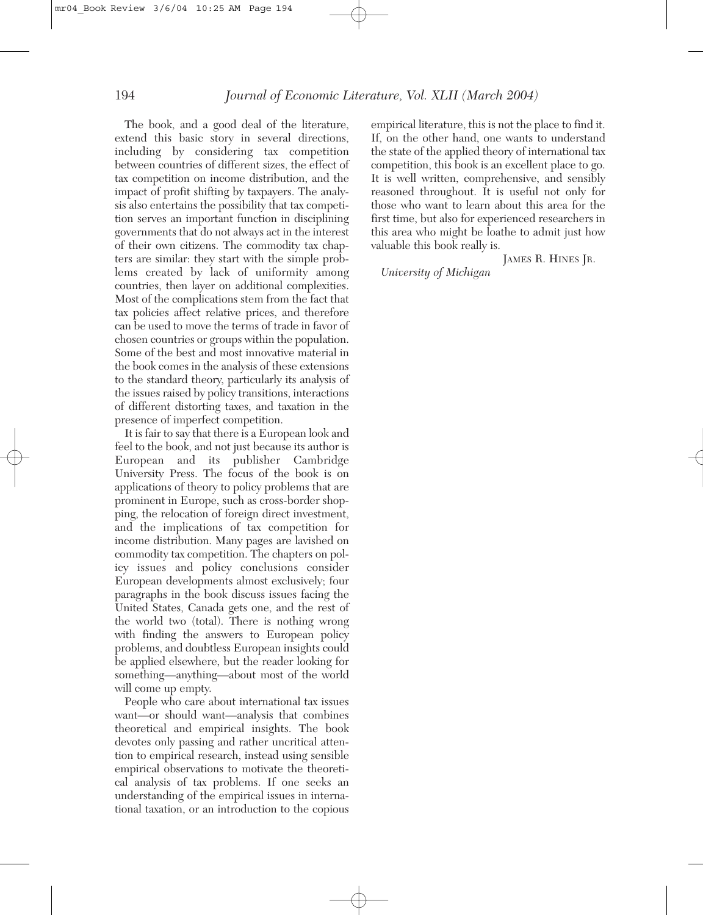The book, and a good deal of the literature, extend this basic story in several directions, including by considering tax competition between countries of different sizes, the effect of tax competition on income distribution, and the impact of profit shifting by taxpayers. The analysis also entertains the possibility that tax competition serves an important function in disciplining governments that do not always act in the interest of their own citizens. The commodity tax chapters are similar: they start with the simple problems created by lack of uniformity among countries, then layer on additional complexities. Most of the complications stem from the fact that tax policies affect relative prices, and therefore can be used to move the terms of trade in favor of chosen countries or groups within the population. Some of the best and most innovative material in the book comes in the analysis of these extensions to the standard theory, particularly its analysis of the issues raised by policy transitions, interactions of different distorting taxes, and taxation in the presence of imperfect competition.

It is fair to say that there is a European look and feel to the book, and not just because its author is European and its publisher Cambridge University Press. The focus of the book is on applications of theory to policy problems that are prominent in Europe, such as cross-border shopping, the relocation of foreign direct investment, and the implications of tax competition for income distribution. Many pages are lavished on commodity tax competition. The chapters on policy issues and policy conclusions consider European developments almost exclusively; four paragraphs in the book discuss issues facing the United States, Canada gets one, and the rest of the world two (total). There is nothing wrong with finding the answers to European policy problems, and doubtless European insights could be applied elsewhere, but the reader looking for something—anything—about most of the world will come up empty.

People who care about international tax issues want—or should want—analysis that combines theoretical and empirical insights. The book devotes only passing and rather uncritical attention to empirical research, instead using sensible empirical observations to motivate the theoretical analysis of tax problems. If one seeks an understanding of the empirical issues in international taxation, or an introduction to the copious empirical literature, this is not the place to find it. If, on the other hand, one wants to understand the state of the applied theory of international tax competition, this book is an excellent place to go. It is well written, comprehensive, and sensibly reasoned throughout. It is useful not only for those who want to learn about this area for the first time, but also for experienced researchers in this area who might be loathe to admit just how valuable this book really is.

JAMES R. HINES JR.

*University of Michigan*